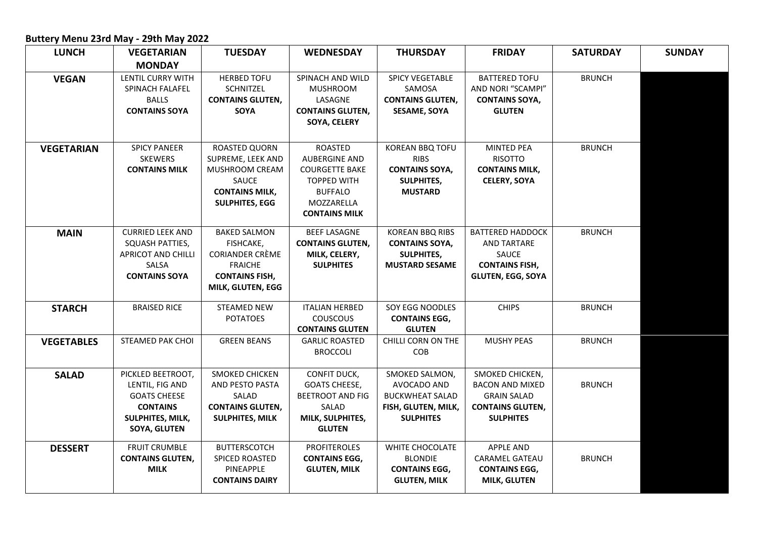**Buttery Menu 23rd May - 29th May 2022**

| LUNCH | VEGETARIAN MONDAY | TUESDAY | WEDNESDAY | THURSDAY | FRIDAY | SATURDAY | SUNDAY |
|---|---|---|---|---|---|---|---|
| **VEGAN** | LENTIL CURRY WITH SPINACH FALAFEL BALLS **CONTAINS SOYA** | HERBED TOFU SCHNITZEL **CONTAINS GLUTEN, SOYA** | SPINACH AND WILD MUSHROOM LASAGNE **CONTAINS GLUTEN, SOYA, CELERY** | SPICY VEGETABLE SAMOSA **CONTAINS GLUTEN, SESAME, SOYA** | BATTERED TOFU AND NORI "SCAMPI" **CONTAINS SOYA, GLUTEN** | BRUNCH | |
| **VEGETARIAN** | SPICY PANEER SKEWERS **CONTAINS MILK** | ROASTED QUORN SUPREME, LEEK AND MUSHROOM CREAM SAUCE **CONTAINS MILK, SULPHITES, EGG** | ROASTED AUBERGINE AND COURGETTE BAKE TOPPED WITH BUFFALO MOZZARELLA **CONTAINS MILK** | KOREAN BBQ TOFU RIBS **CONTAINS SOYA, SULPHITES, MUSTARD** | MINTED PEA RISOTTO **CONTAINS MILK, CELERY, SOYA** | BRUNCH | |
| **MAIN** | CURRIED LEEK AND SQUASH PATTIES, APRICOT AND CHILLI SALSA **CONTAINS SOYA** | BAKED SALMON FISHCAKE, CORIANDER CRÈME FRAICHE **CONTAINS FISH, MILK, GLUTEN, EGG** | BEEF LASAGNE **CONTAINS GLUTEN, MILK, CELERY, SULPHITES** | KOREAN BBQ RIBS **CONTAINS SOYA, SULPHITES, MUSTARD SESAME** | BATTERED HADDOCK AND TARTARE SAUCE **CONTAINS FISH, GLUTEN, EGG, SOYA** | BRUNCH | |
| **STARCH** | BRAISED RICE | STEAMED NEW POTATOES | ITALIAN HERBED COUSCOUS **CONTAINS GLUTEN** | SOY EGG NOODLES **CONTAINS EGG, GLUTEN** | CHIPS | BRUNCH | |
| **VEGETABLES** | STEAMED PAK CHOI | GREEN BEANS | GARLIC ROASTED BROCCOLI | CHILLI CORN ON THE COB | MUSHY PEAS | BRUNCH | |
| **SALAD** | PICKLED BEETROOT, LENTIL, FIG AND GOATS CHEESE **CONTAINS SULPHITES, MILK, SOYA, GLUTEN** | SMOKED CHICKEN AND PESTO PASTA SALAD **CONTAINS GLUTEN, SULPHITES, MILK** | CONFIT DUCK, GOATS CHEESE, BEETROOT AND FIG SALAD **MILK, SULPHITES, GLUTEN** | SMOKED SALMON, AVOCADO AND BUCKWHEAT SALAD **FISH, GLUTEN, MILK, SULPHITES** | SMOKED CHICKEN, BACON AND MIXED GRAIN SALAD **CONTAINS GLUTEN, SULPHITES** | BRUNCH | |
| **DESSERT** | FRUIT CRUMBLE **CONTAINS GLUTEN, MILK** | BUTTERSCOTCH SPICED ROASTED PINEAPPLE **CONTAINS DAIRY** | PROFITEROLES **CONTAINS EGG, GLUTEN, MILK** | WHITE CHOCOLATE BLONDIE **CONTAINS EGG, GLUTEN, MILK** | APPLE AND CARAMEL GATEAU **CONTAINS EGG, MILK, GLUTEN** | BRUNCH | |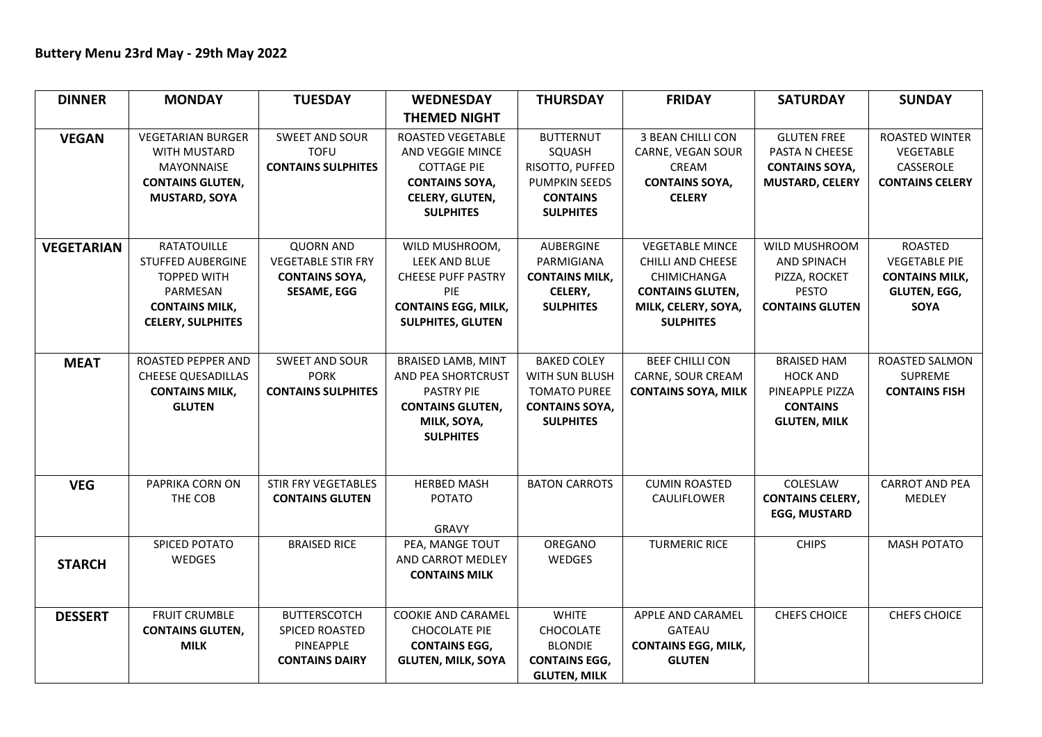## Buttery Menu 23rd May - 29th May 2022

| DINNER | MONDAY | TUESDAY | WEDNESDAY THEMED NIGHT | THURSDAY | FRIDAY | SATURDAY | SUNDAY |
|---|---|---|---|---|---|---|---|
| **VEGAN** | VEGETARIAN BURGER WITH MUSTARD MAYONNAISE **CONTAINS GLUTEN, MUSTARD, SOYA** | SWEET AND SOUR TOFU **CONTAINS SULPHITES** | ROASTED VEGETABLE AND VEGGIE MINCE COTTAGE PIE **CONTAINS SOYA, CELERY, GLUTEN, SULPHITES** | BUTTERNUT SQUASH RISOTTO, PUFFED PUMPKIN SEEDS **CONTAINS SULPHITES** | 3 BEAN CHILLI CON CARNE, VEGAN SOUR CREAM **CONTAINS SOYA, CELERY** | GLUTEN FREE PASTA N CHEESE **CONTAINS SOYA, MUSTARD, CELERY** | ROASTED WINTER VEGETABLE CASSEROLE **CONTAINS CELERY** |
| **VEGETARIAN** | RATATOUILLE STUFFED AUBERGINE TOPPED WITH PARMESAN **CONTAINS MILK, CELERY, SULPHITES** | QUORN AND VEGETABLE STIR FRY **CONTAINS SOYA, SESAME, EGG** | WILD MUSHROOM, LEEK AND BLUE CHEESE PUFF PASTRY PIE **CONTAINS EGG, MILK, SULPHITES, GLUTEN** | AUBERGINE PARMIGIANA **CONTAINS MILK, CELERY, SULPHITES** | VEGETABLE MINCE CHILLI AND CHEESE CHIMICHANGA **CONTAINS GLUTEN, MILK, CELERY, SOYA, SULPHITES** | WILD MUSHROOM AND SPINACH PIZZA, ROCKET PESTO **CONTAINS GLUTEN** | ROASTED VEGETABLE PIE **CONTAINS MILK, GLUTEN, EGG, SOYA** |
| **MEAT** | ROASTED PEPPER AND CHEESE QUESADILLAS **CONTAINS MILK, GLUTEN** | SWEET AND SOUR PORK **CONTAINS SULPHITES** | BRAISED LAMB, MINT AND PEA SHORTCRUST PASTRY PIE **CONTAINS GLUTEN, MILK, SOYA, SULPHITES** | BAKED COLEY WITH SUN BLUSH TOMATO PUREE **CONTAINS SOYA, SULPHITES** | BEEF CHILLI CON CARNE, SOUR CREAM **CONTAINS SOYA, MILK** | BRAISED HAM HOCK AND PINEAPPLE PIZZA **CONTAINS GLUTEN, MILK** | ROASTED SALMON SUPREME **CONTAINS FISH** |
| **VEG** | PAPRIKA CORN ON THE COB | STIR FRY VEGETABLES **CONTAINS GLUTEN** | HERBED MASH POTATO<br><br>GRAVY | BATON CARROTS | CUMIN ROASTED CAULIFLOWER | COLESLAW **CONTAINS CELERY, EGG, MUSTARD** | CARROT AND PEA MEDLEY |
| **STARCH** | SPICED POTATO WEDGES | BRAISED RICE | PEA, MANGE TOUT AND CARROT MEDLEY **CONTAINS MILK** | OREGANO WEDGES | TURMERIC RICE | CHIPS | MASH POTATO |
| **DESSERT** | FRUIT CRUMBLE **CONTAINS GLUTEN, MILK** | BUTTERSCOTCH SPICED ROASTED PINEAPPLE **CONTAINS DAIRY** | COOKIE AND CARAMEL CHOCOLATE PIE **CONTAINS EGG, GLUTEN, MILK, SOYA** | WHITE CHOCOLATE BLONDIE **CONTAINS EGG, GLUTEN, MILK** | APPLE AND CARAMEL GATEAU **CONTAINS EGG, MILK, GLUTEN** | CHEFS CHOICE | CHEFS CHOICE |